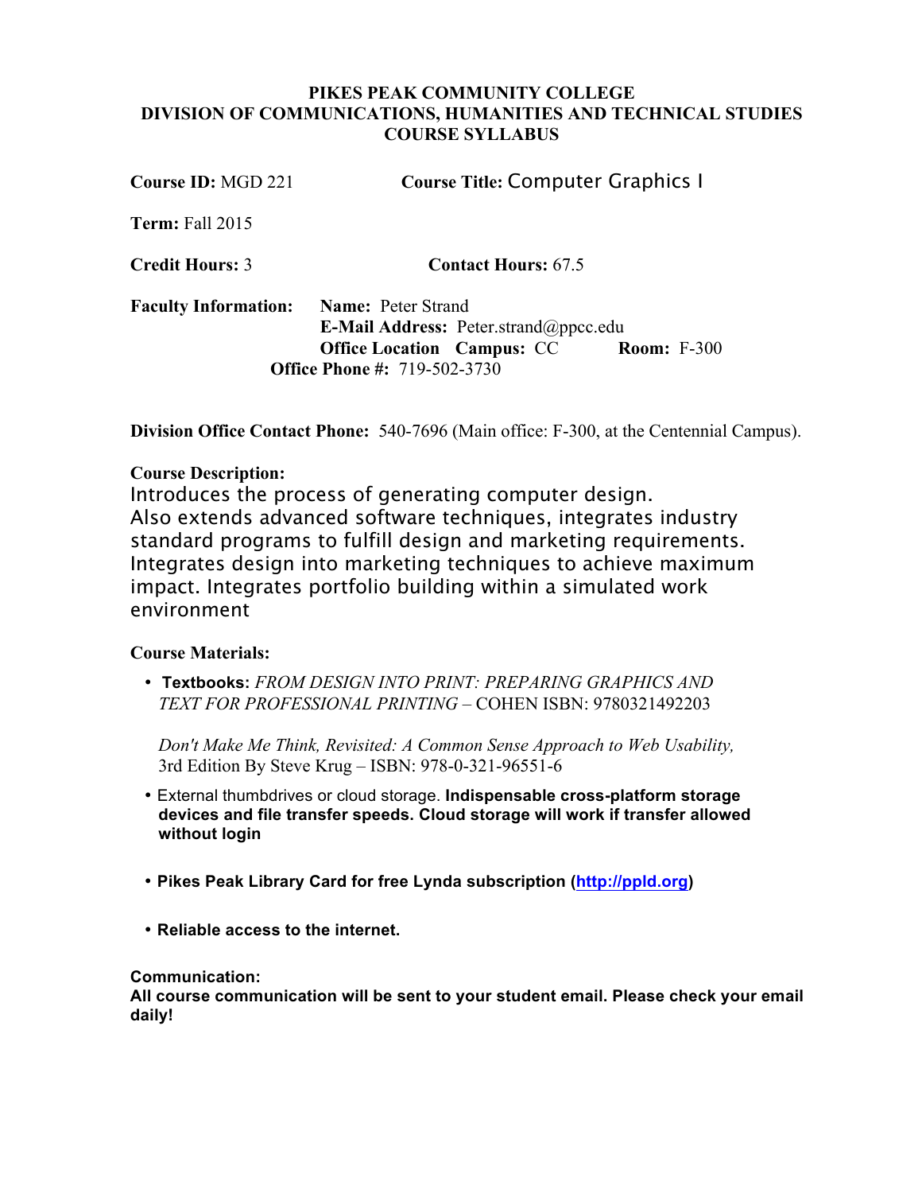# PIKES PEAK COMMUNITY COLLEGE
## DIVISION OF COMMUNICATIONS, HUMANITIES AND TECHNICAL STUDIES
## COURSE SYLLABUS

**Course ID:** MGD 221 **Course Title:** Computer Graphics I

**Term:** Fall 2015

**Credit Hours:** 3 **Contact Hours:** 67.5

**Faculty Information:** **Name:** Peter Strand
**E-Mail Address:** Peter.strand@ppcc.edu
**Office Location Campus:** CC **Room:** F-300
**Office Phone #:** 719-502-3730

**Division Office Contact Phone:** 540-7696 (Main office: F-300, at the Centennial Campus).

**Course Description:**
Introduces the process of generating computer design.
Also extends advanced software techniques, integrates industry standard programs to fulfill design and marketing requirements. Integrates design into marketing techniques to achieve maximum impact. Integrates portfolio building within a simulated work environment

**Course Materials:**

- **Textbooks:** *FROM DESIGN INTO PRINT: PREPARING GRAPHICS AND TEXT FOR PROFESSIONAL PRINTING* – COHEN ISBN: 9780321492203

  *Don't Make Me Think, Revisited: A Common Sense Approach to Web Usability,* 3rd Edition By Steve Krug – ISBN: 978-0-321-96551-6

- External thumbdrives or cloud storage. **Indispensable cross-platform storage devices and file transfer speeds. Cloud storage will work if transfer allowed without login**

- **Pikes Peak Library Card for free Lynda subscription ([http://ppld.org](http://ppld.org))**

- **Reliable access to the internet.**

**Communication:**
**All course communication will be sent to your student email. Please check your email daily!**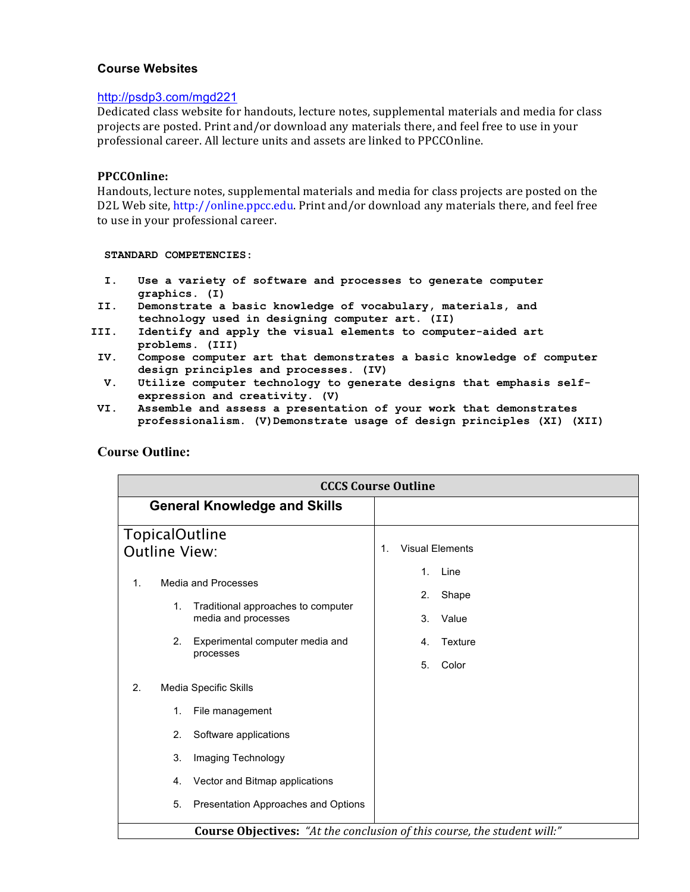### Course Websites

http://psdp3.com/mgd221
Dedicated class website for handouts, lecture notes, supplemental materials and media for class projects are posted. Print and/or download any materials there, and feel free to use in your professional career. All lecture units and assets are linked to PPCCOnline.

**PPCCOnline:**
Handouts, lecture notes, supplemental materials and media for class projects are posted on the D2L Web site, http://online.ppcc.edu. Print and/or download any materials there, and feel free to use in your professional career.

**STANDARD COMPETENCIES:**

- **I. Use a variety of software and processes to generate computer graphics. (I)**
- **II. Demonstrate a basic knowledge of vocabulary, materials, and technology used in designing computer art. (II)**
- **III. Identify and apply the visual elements to computer-aided art problems. (III)**
- **IV. Compose computer art that demonstrates a basic knowledge of computer design principles and processes. (IV)**
- **V. Utilize computer technology to generate designs that emphasis self-expression and creativity. (V)**
- **VI. Assemble and assess a presentation of your work that demonstrates professionalism. (V)Demonstrate usage of design principles (XI) (XII)**

### Course Outline:

| **CCCS Course Outline** | |
|---|---|
| **General Knowledge and Skills** | |
| TopicalOutline<br>Outline View:<br><br>1. Media and Processes<br>&nbsp;&nbsp;&nbsp;&nbsp;1. Traditional approaches to computer media and processes<br>&nbsp;&nbsp;&nbsp;&nbsp;2. Experimental computer media and processes<br>2. Media Specific Skills<br>&nbsp;&nbsp;&nbsp;&nbsp;1. File management<br>&nbsp;&nbsp;&nbsp;&nbsp;2. Software applications<br>&nbsp;&nbsp;&nbsp;&nbsp;3. Imaging Technology<br>&nbsp;&nbsp;&nbsp;&nbsp;4. Vector and Bitmap applications<br>&nbsp;&nbsp;&nbsp;&nbsp;5. Presentation Approaches and Options | 1. Visual Elements<br>&nbsp;&nbsp;&nbsp;&nbsp;1. Line<br>&nbsp;&nbsp;&nbsp;&nbsp;2. Shape<br>&nbsp;&nbsp;&nbsp;&nbsp;3. Value<br>&nbsp;&nbsp;&nbsp;&nbsp;4. Texture<br>&nbsp;&nbsp;&nbsp;&nbsp;5. Color |
| **Course Objectives:** *"At the conclusion of this course, the student will:"* | |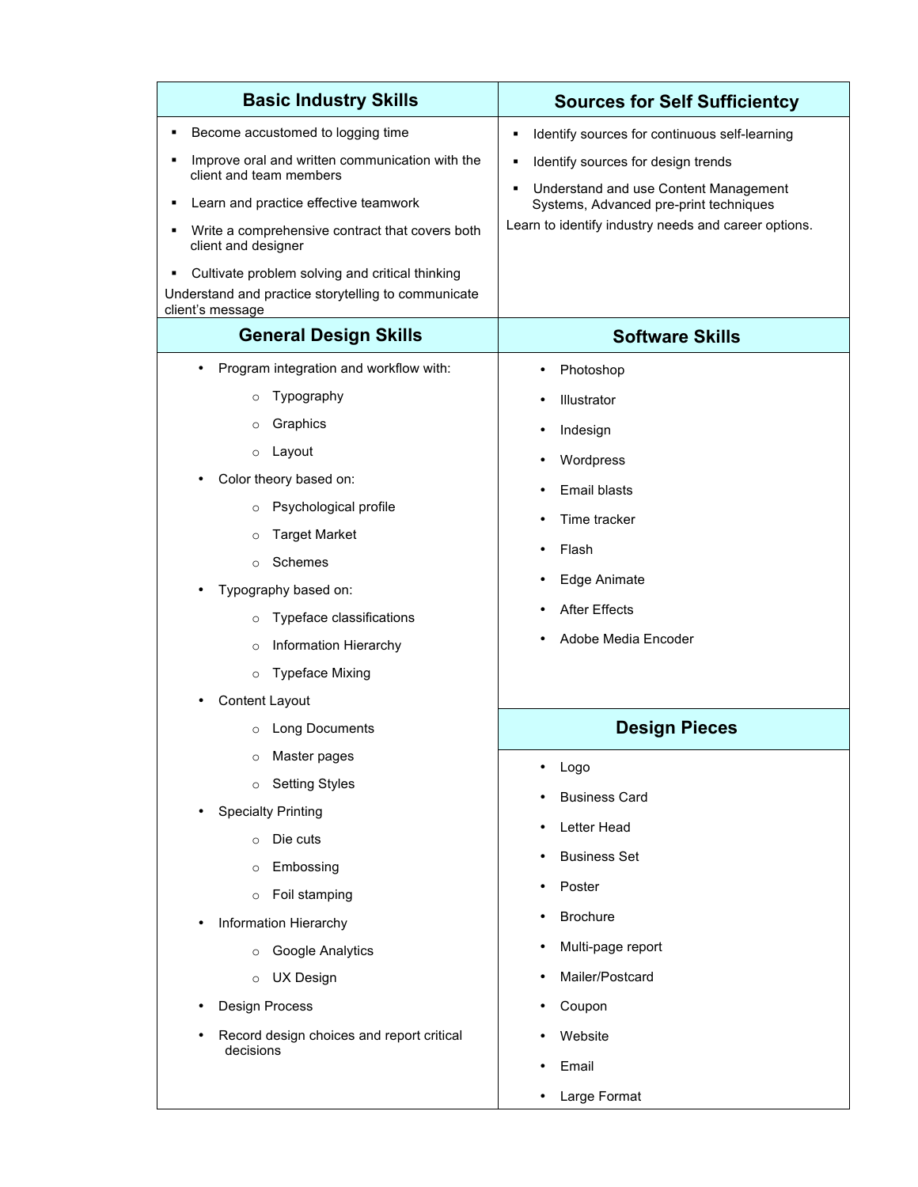## Basic Industry Skills

- Become accustomed to logging time
- Improve oral and written communication with the client and team members
- Learn and practice effective teamwork
- Write a comprehensive contract that covers both client and designer
- Cultivate problem solving and critical thinking

Understand and practice storytelling to communicate client's message

## Sources for Self Sufficientcy

- Identify sources for continuous self-learning
- Identify sources for design trends
- Understand and use Content Management Systems, Advanced pre-print techniques

Learn to identify industry needs and career options.

## General Design Skills

- Program integration and workflow with:
  - Typography
  - Graphics
  - Layout
- Color theory based on:
  - Psychological profile
  - Target Market
  - Schemes
- Typography based on:
  - Typeface classifications
  - Information Hierarchy
  - Typeface Mixing
- Content Layout
  - Long Documents
  - Master pages
  - Setting Styles
- Specialty Printing
  - Die cuts
  - Embossing
  - Foil stamping
- Information Hierarchy
  - Google Analytics
  - UX Design
- Design Process
- Record design choices and report critical decisions

## Software Skills

- Photoshop
- Illustrator
- Indesign
- Wordpress
- Email blasts
- Time tracker
- Flash
- Edge Animate
- After Effects
- Adobe Media Encoder

## Design Pieces

- Logo
- Business Card
- Letter Head
- Business Set
- Poster
- Brochure
- Multi-page report
- Mailer/Postcard
- Coupon
- Website
- Email
- Large Format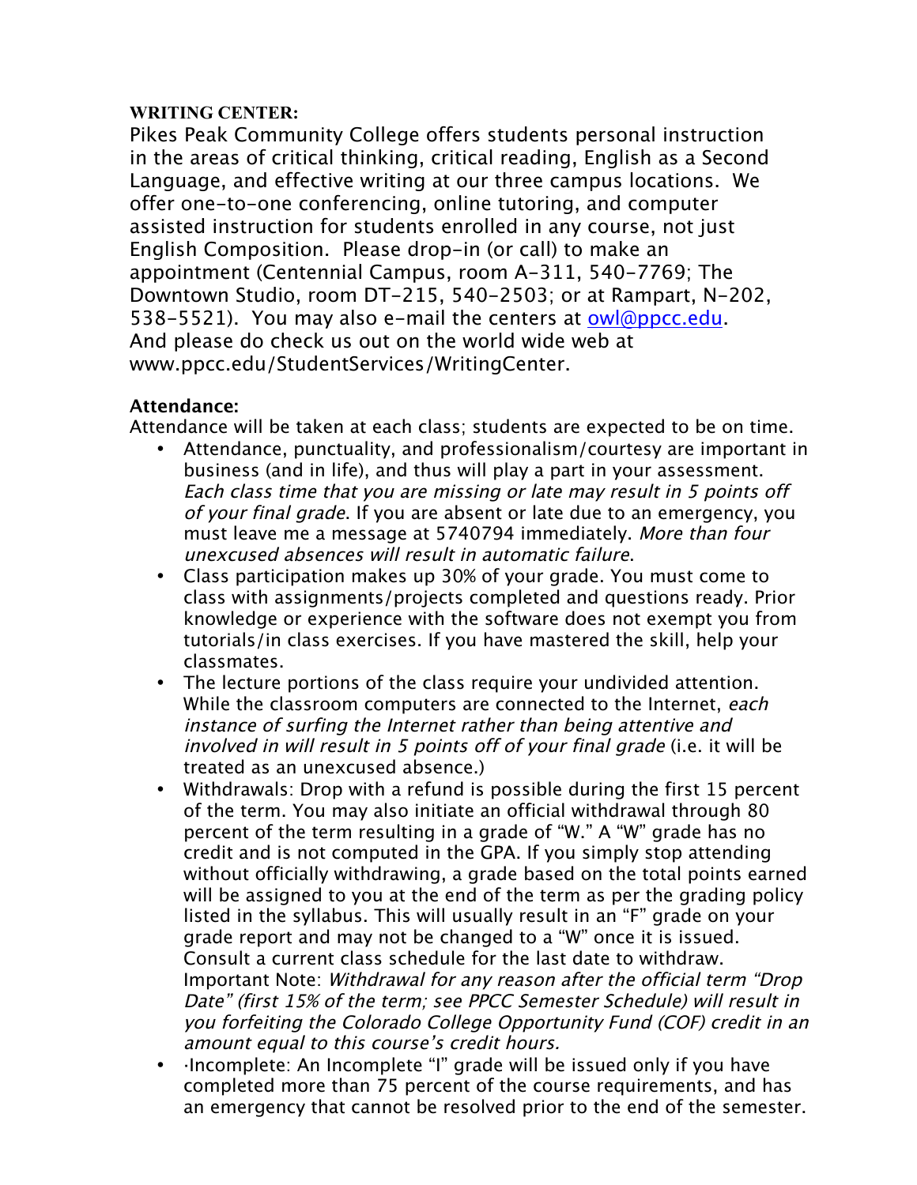**WRITING CENTER:**

Pikes Peak Community College offers students personal instruction in the areas of critical thinking, critical reading, English as a Second Language, and effective writing at our three campus locations. We offer one-to-one conferencing, online tutoring, and computer assisted instruction for students enrolled in any course, not just English Composition. Please drop-in (or call) to make an appointment (Centennial Campus, room A-311, 540-7769; The Downtown Studio, room DT-215, 540-2503; or at Rampart, N-202, 538-5521). You may also e-mail the centers at owl@ppcc.edu. And please do check us out on the world wide web at www.ppcc.edu/StudentServices/WritingCenter.

**Attendance:**

Attendance will be taken at each class; students are expected to be on time.

- Attendance, punctuality, and professionalism/courtesy are important in business (and in life), and thus will play a part in your assessment. *Each class time that you are missing or late may result in 5 points off of your final grade*. If you are absent or late due to an emergency, you must leave me a message at 5740794 immediately. *More than four unexcused absences will result in automatic failure*.
- Class participation makes up 30% of your grade. You must come to class with assignments/projects completed and questions ready. Prior knowledge or experience with the software does not exempt you from tutorials/in class exercises. If you have mastered the skill, help your classmates.
- The lecture portions of the class require your undivided attention. While the classroom computers are connected to the Internet, *each instance of surfing the Internet rather than being attentive and involved in will result in 5 points off of your final grade* (i.e. it will be treated as an unexcused absence.)
- Withdrawals: Drop with a refund is possible during the first 15 percent of the term. You may also initiate an official withdrawal through 80 percent of the term resulting in a grade of "W." A "W" grade has no credit and is not computed in the GPA. If you simply stop attending without officially withdrawing, a grade based on the total points earned will be assigned to you at the end of the term as per the grading policy listed in the syllabus. This will usually result in an "F" grade on your grade report and may not be changed to a "W" once it is issued. Consult a current class schedule for the last date to withdraw. Important Note: *Withdrawal for any reason after the official term "Drop Date" (first 15% of the term; see PPCC Semester Schedule) will result in you forfeiting the Colorado College Opportunity Fund (COF) credit in an amount equal to this course's credit hours.*
- ·Incomplete: An Incomplete "I" grade will be issued only if you have completed more than 75 percent of the course requirements, and has an emergency that cannot be resolved prior to the end of the semester.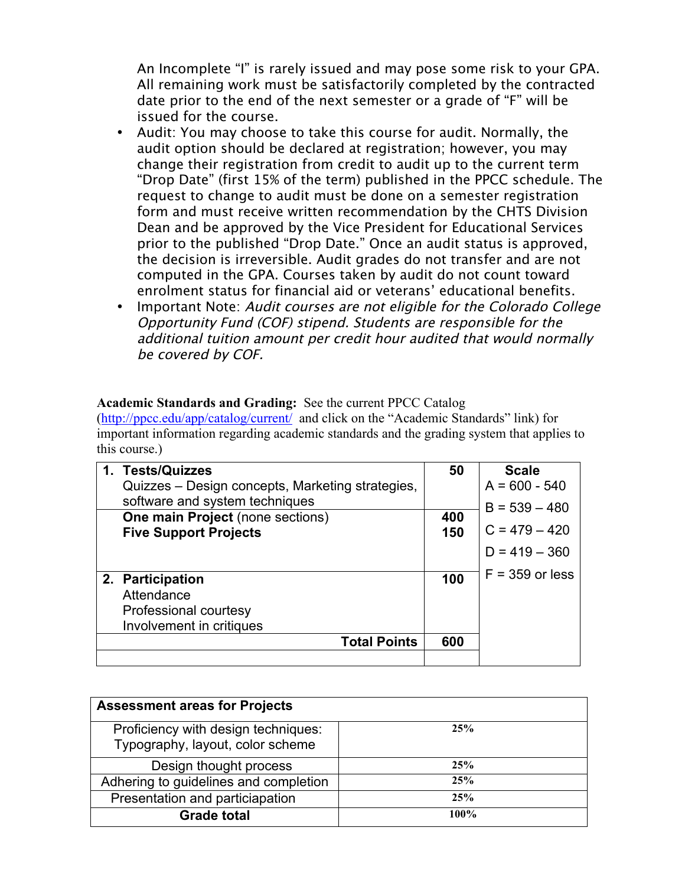An Incomplete “I” is rarely issued and may pose some risk to your GPA. All remaining work must be satisfactorily completed by the contracted date prior to the end of the next semester or a grade of “F” will be issued for the course.

- Audit: You may choose to take this course for audit. Normally, the audit option should be declared at registration; however, you may change their registration from credit to audit up to the current term “Drop Date” (first 15% of the term) published in the PPCC schedule. The request to change to audit must be done on a semester registration form and must receive written recommendation by the CHTS Division Dean and be approved by the Vice President for Educational Services prior to the published “Drop Date.” Once an audit status is approved, the decision is irreversible. Audit grades do not transfer and are not computed in the GPA. Courses taken by audit do not count toward enrolment status for financial aid or veterans’ educational benefits.
- Important Note: *Audit courses are not eligible for the Colorado College Opportunity Fund (COF) stipend. Students are responsible for the additional tuition amount per credit hour audited that would normally be covered by COF.*

**Academic Standards and Grading:** See the current PPCC Catalog (http://ppcc.edu/app/catalog/current/ and click on the “Academic Standards” link) for important information regarding academic standards and the grading system that applies to this course.)

| | | Scale |
|---|---|---|
| **1. Tests/Quizzes**<br>Quizzes – Design concepts, Marketing strategies, software and system techniques | **50** | A = 600 - 540 |
| **One main Project** (none sections)<br>**Five Support Projects** | **400**<br>**150** | B = 539 – 480<br>C = 479 – 420<br>D = 419 – 360 |
| **2. Participation**<br>Attendance<br>Professional courtesy<br>Involvement in critiques | **100** | F = 359 or less |
| **Total Points** | **600** | |

| **Assessment areas for Projects** | |
|---|---|
| Proficiency with design techniques: Typography, layout, color scheme | **25%** |
| Design thought process | **25%** |
| Adhering to guidelines and completion | **25%** |
| Presentation and particiapation | **25%** |
| **Grade total** | **100%** |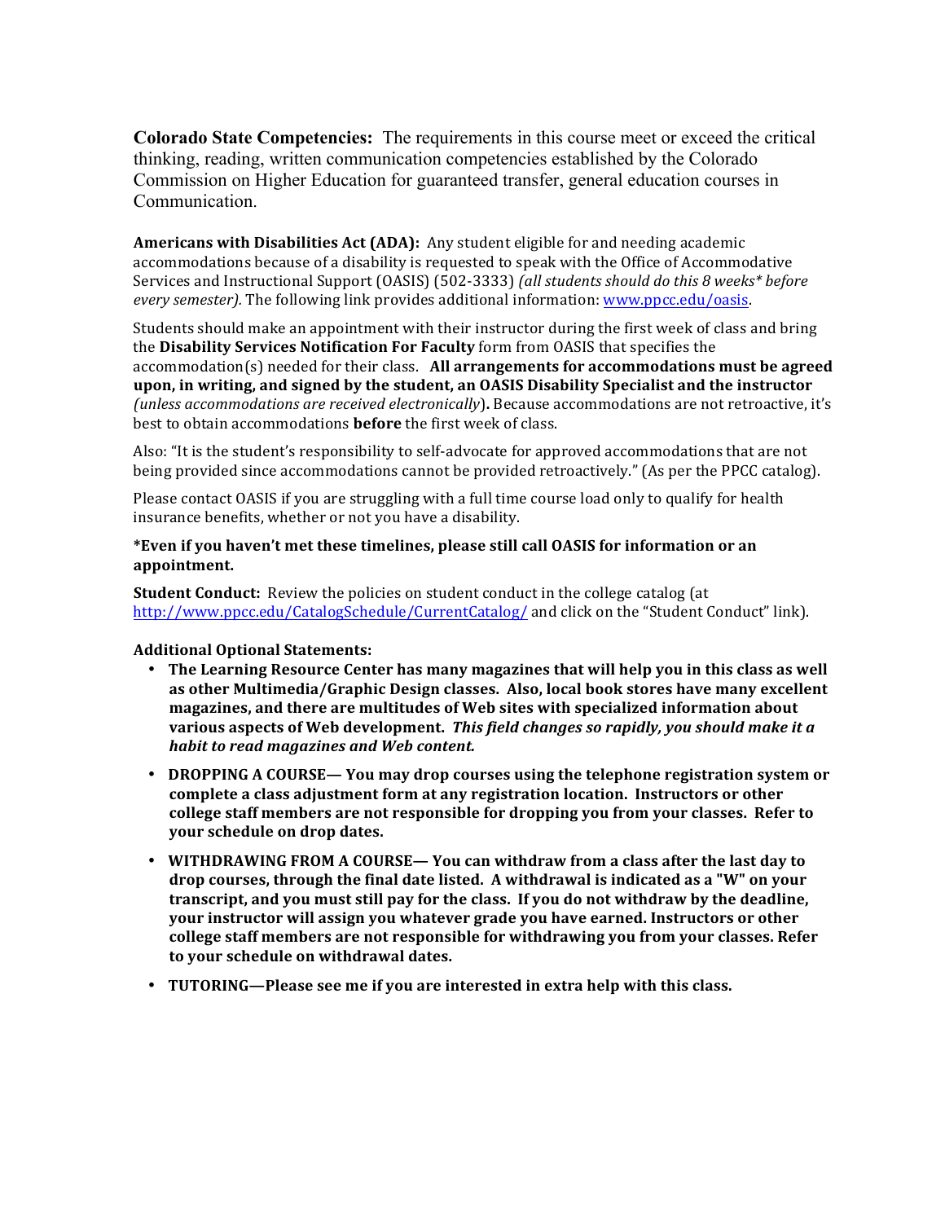**Colorado State Competencies:** The requirements in this course meet or exceed the critical thinking, reading, written communication competencies established by the Colorado Commission on Higher Education for guaranteed transfer, general education courses in Communication.

**Americans with Disabilities Act (ADA):** Any student eligible for and needing academic accommodations because of a disability is requested to speak with the Office of Accommodative Services and Instructional Support (OASIS) (502-3333) *(all students should do this 8 weeks* before every semester).* The following link provides additional information: [www.ppcc.edu/oasis](www.ppcc.edu/oasis).

Students should make an appointment with their instructor during the first week of class and bring the **Disability Services Notification For Faculty** form from OASIS that specifies the accommodation(s) needed for their class. **All arrangements for accommodations must be agreed upon, in writing, and signed by the student, an OASIS Disability Specialist and the instructor** *(unless accommodations are received electronically)***.** Because accommodations are not retroactive, it's best to obtain accommodations **before** the first week of class.

Also: "It is the student's responsibility to self-advocate for approved accommodations that are not being provided since accommodations cannot be provided retroactively." (As per the PPCC catalog).

Please contact OASIS if you are struggling with a full time course load only to qualify for health insurance benefits, whether or not you have a disability.

***Even if you haven't met these timelines, please still call OASIS for information or an appointment.**

**Student Conduct:** Review the policies on student conduct in the college catalog (at [http://www.ppcc.edu/CatalogSchedule/CurrentCatalog/](http://www.ppcc.edu/CatalogSchedule/CurrentCatalog/) and click on the "Student Conduct" link).

**Additional Optional Statements:**

- **The Learning Resource Center has many magazines that will help you in this class as well as other Multimedia/Graphic Design classes. Also, local book stores have many excellent magazines, and there are multitudes of Web sites with specialized information about various aspects of Web development.** ***This field changes so rapidly, you should make it a habit to read magazines and Web content.***
- **DROPPING A COURSE— You may drop courses using the telephone registration system or complete a class adjustment form at any registration location. Instructors or other college staff members are not responsible for dropping you from your classes. Refer to your schedule on drop dates.**
- **WITHDRAWING FROM A COURSE— You can withdraw from a class after the last day to drop courses, through the final date listed. A withdrawal is indicated as a "W" on your transcript, and you must still pay for the class. If you do not withdraw by the deadline, your instructor will assign you whatever grade you have earned. Instructors or other college staff members are not responsible for withdrawing you from your classes. Refer to your schedule on withdrawal dates.**
- **TUTORING—Please see me if you are interested in extra help with this class.**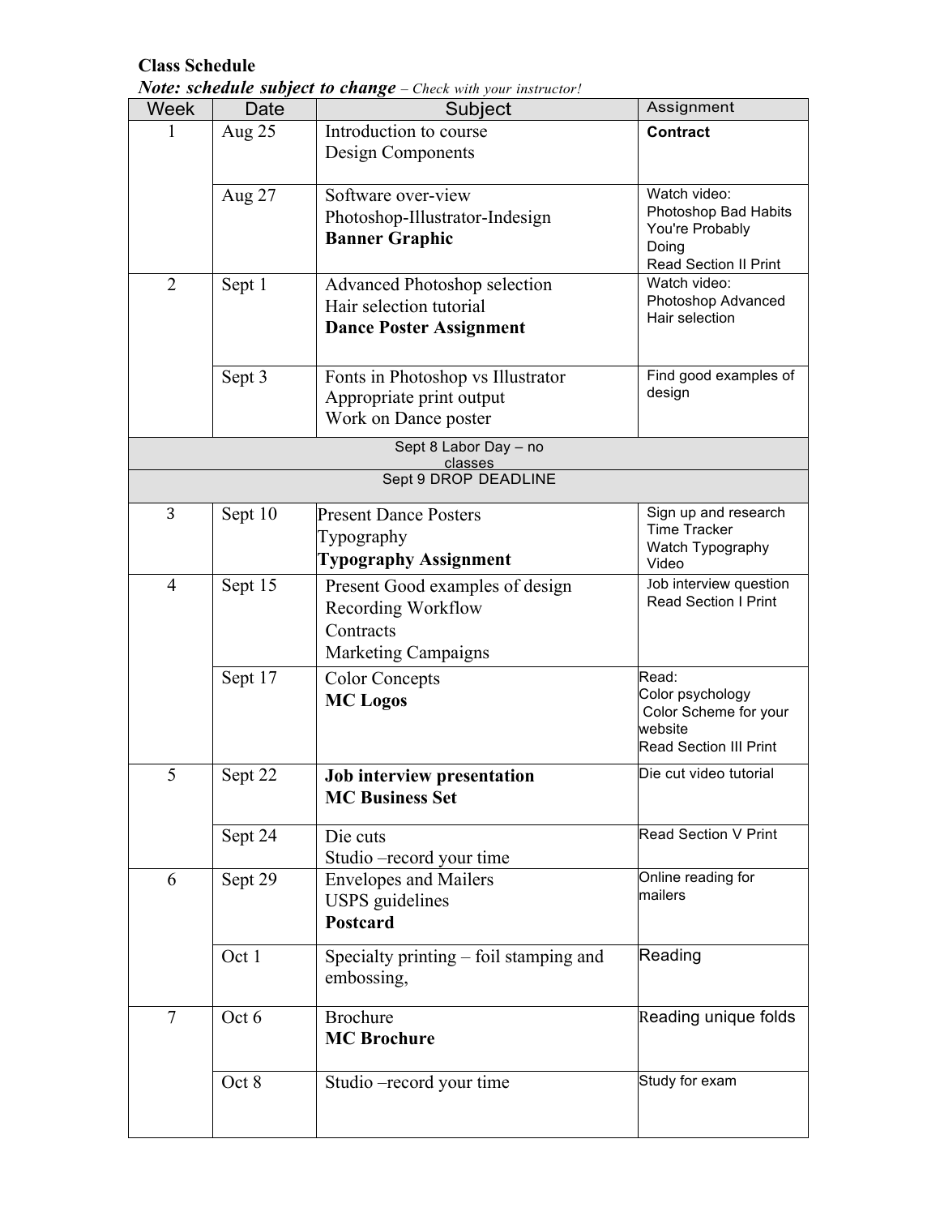**Class Schedule**

***Note: schedule subject to change*** *– Check with your instructor!*

| Week | Date | Subject | Assignment |
|---|---|---|---|
| 1 | Aug 25 | Introduction to course<br>Design Components | **Contract** |
| | Aug 27 | Software over-view<br>Photoshop-Illustrator-Indesign<br>**Banner Graphic** | Watch video:<br>Photoshop Bad Habits You're Probably Doing<br>Read Section II Print |
| 2 | Sept 1 | Advanced Photoshop selection<br>Hair selection tutorial<br>**Dance Poster Assignment** | Watch video:<br>Photoshop Advanced Hair selection |
| | Sept 3 | Fonts in Photoshop vs Illustrator<br>Appropriate print output<br>Work on Dance poster | Find good examples of design |
| | | Sept 8 Labor Day – no classes | |
| | | Sept 9 DROP DEADLINE | |
| 3 | Sept 10 | Present Dance Posters<br>Typography<br>**Typography Assignment** | Sign up and research Time Tracker<br>Watch Typography Video |
| 4 | Sept 15 | Present Good examples of design<br>Recording Workflow<br>Contracts<br>Marketing Campaigns | Job interview question<br>Read Section I Print |
| | Sept 17 | Color Concepts<br>**MC Logos** | Read:<br>Color psychology<br>Color Scheme for your website<br>Read Section III Print |
| 5 | Sept 22 | **Job interview presentation**<br>**MC Business Set** | Die cut video tutorial |
| | Sept 24 | Die cuts<br>Studio –record your time | Read Section V Print |
| 6 | Sept 29 | Envelopes and Mailers<br>USPS guidelines<br>**Postcard** | Online reading for mailers |
| | Oct 1 | Specialty printing – foil stamping and embossing, | Reading |
| 7 | Oct 6 | Brochure<br>**MC Brochure** | Reading unique folds |
| | Oct 8 | Studio –record your time | Study for exam |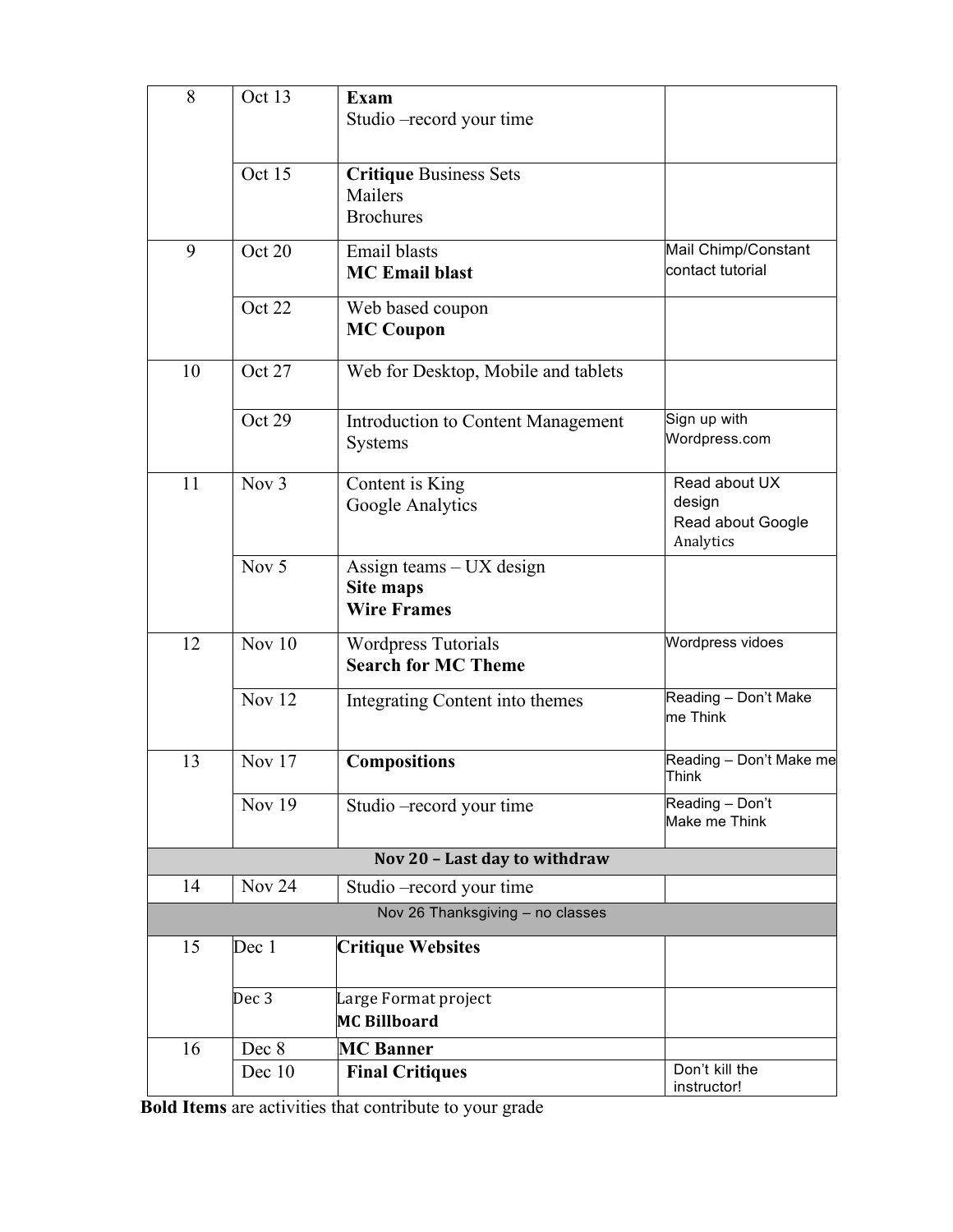| | | | |
|---|---|---|---|
| 8 | Oct 13 | **Exam**<br>Studio –record your time | |
| | Oct 15 | **Critique** Business Sets<br>Mailers<br>Brochures | |
| 9 | Oct 20 | Email blasts<br>**MC Email blast** | Mail Chimp/Constant contact tutorial |
| | Oct 22 | Web based coupon<br>**MC Coupon** | |
| 10 | Oct 27 | Web for Desktop, Mobile and tablets | |
| | Oct 29 | Introduction to Content Management Systems | Sign up with Wordpress.com |
| 11 | Nov 3 | Content is King<br>Google Analytics | Read about UX design<br>Read about Google Analytics |
| | Nov 5 | Assign teams – UX design<br>**Site maps**<br>**Wire Frames** | |
| 12 | Nov 10 | Wordpress Tutorials<br>**Search for MC Theme** | Wordpress vidoes |
| | Nov 12 | Integrating Content into themes | Reading – Don't Make me Think |
| 13 | Nov 17 | **Compositions** | Reading – Don't Make me Think |
| | Nov 19 | Studio –record your time | Reading – Don't Make me Think |
| | | **Nov 20 – Last day to withdraw** | |
| 14 | Nov 24 | Studio –record your time | |
| | | Nov 26 Thanksgiving – no classes | |
| 15 | Dec 1 | **Critique Websites** | |
| | Dec 3 | Large Format project<br>**MC Billboard** | |
| 16 | Dec 8 | **MC Banner** | |
| | Dec 10 | **Final Critiques** | Don't kill the instructor! |

**Bold Items** are activities that contribute to your grade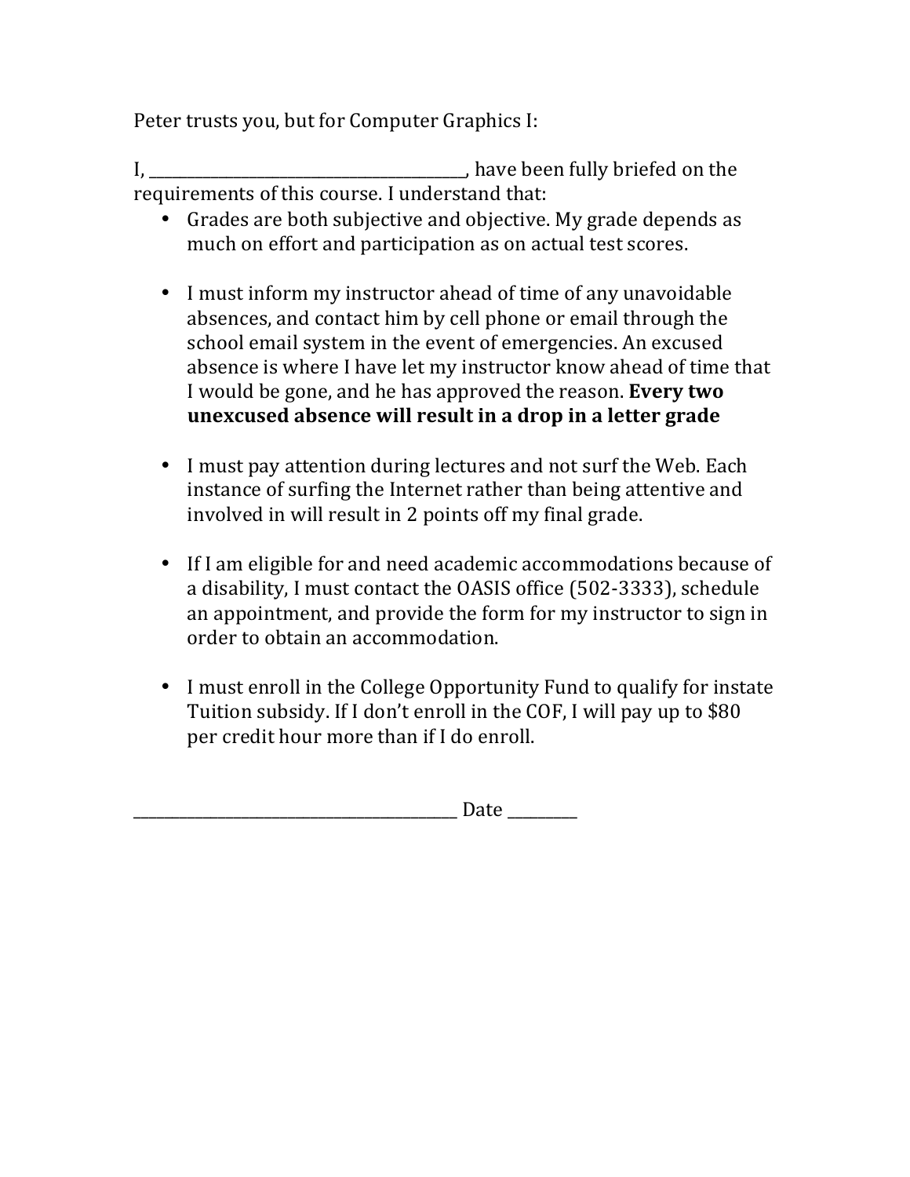Peter trusts you, but for Computer Graphics I:

I, _______________________________________, have been fully briefed on the requirements of this course. I understand that:

- Grades are both subjective and objective. My grade depends as much on effort and participation as on actual test scores.

- I must inform my instructor ahead of time of any unavoidable absences, and contact him by cell phone or email through the school email system in the event of emergencies. An excused absence is where I have let my instructor know ahead of time that I would be gone, and he has approved the reason. **Every two unexcused absence will result in a drop in a letter grade**

- I must pay attention during lectures and not surf the Web. Each instance of surfing the Internet rather than being attentive and involved in will result in 2 points off my final grade.

- If I am eligible for and need academic accommodations because of a disability, I must contact the OASIS office (502-3333), schedule an appointment, and provide the form for my instructor to sign in order to obtain an accommodation.

- I must enroll in the College Opportunity Fund to qualify for instate Tuition subsidy. If I don't enroll in the COF, I will pay up to $80 per credit hour more than if I do enroll.

_________________________________________ Date _________